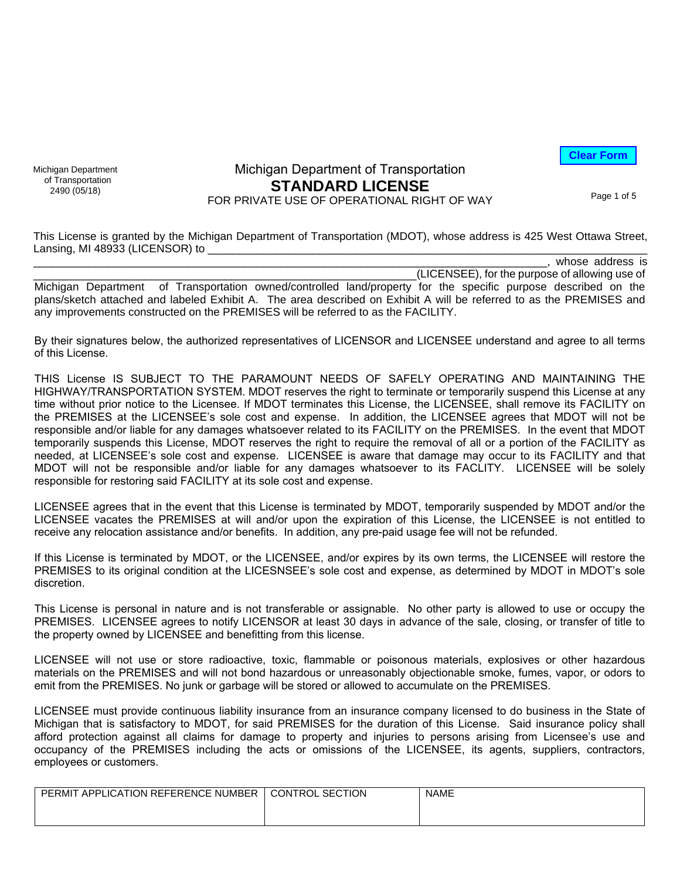Michigan Department of Transportation
2490 (05/18)

# Michigan Department of Transportation
## STANDARD LICENSE
FOR PRIVATE USE OF OPERATIONAL RIGHT OF WAY

This License is granted by the Michigan Department of Transportation (MDOT), whose address is 425 West Ottawa Street, Lansing, MI 48933 (LICENSOR) to ______________________________________________________________________________, whose address is ______________________________________________________________(LICENSEE), for the purpose of allowing use of Michigan Department of Transportation owned/controlled land/property for the specific purpose described on the plans/sketch attached and labeled Exhibit A. The area described on Exhibit A will be referred to as the PREMISES and any improvements constructed on the PREMISES will be referred to as the FACILITY.

By their signatures below, the authorized representatives of LICENSOR and LICENSEE understand and agree to all terms of this License.

THIS License IS SUBJECT TO THE PARAMOUNT NEEDS OF SAFELY OPERATING AND MAINTAINING THE HIGHWAY/TRANSPORTATION SYSTEM. MDOT reserves the right to terminate or temporarily suspend this License at any time without prior notice to the Licensee. If MDOT terminates this License, the LICENSEE, shall remove its FACILITY on the PREMISES at the LICENSEE's sole cost and expense. In addition, the LICENSEE agrees that MDOT will not be responsible and/or liable for any damages whatsoever related to its FACILITY on the PREMISES. In the event that MDOT temporarily suspends this License, MDOT reserves the right to require the removal of all or a portion of the FACILITY as needed, at LICENSEE's sole cost and expense. LICENSEE is aware that damage may occur to its FACILITY and that MDOT will not be responsible and/or liable for any damages whatsoever to its FACLITY. LICENSEE will be solely responsible for restoring said FACILITY at its sole cost and expense.

LICENSEE agrees that in the event that this License is terminated by MDOT, temporarily suspended by MDOT and/or the LICENSEE vacates the PREMISES at will and/or upon the expiration of this License, the LICENSEE is not entitled to receive any relocation assistance and/or benefits. In addition, any pre-paid usage fee will not be refunded.

If this License is terminated by MDOT, or the LICENSEE, and/or expires by its own terms, the LICENSEE will restore the PREMISES to its original condition at the LICESNSEE's sole cost and expense, as determined by MDOT in MDOT's sole discretion.

This License is personal in nature and is not transferable or assignable. No other party is allowed to use or occupy the PREMISES. LICENSEE agrees to notify LICENSOR at least 30 days in advance of the sale, closing, or transfer of title to the property owned by LICENSEE and benefitting from this license.

LICENSEE will not use or store radioactive, toxic, flammable or poisonous materials, explosives or other hazardous materials on the PREMISES and will not bond hazardous or unreasonably objectionable smoke, fumes, vapor, or odors to emit from the PREMISES. No junk or garbage will be stored or allowed to accumulate on the PREMISES.

LICENSEE must provide continuous liability insurance from an insurance company licensed to do business in the State of Michigan that is satisfactory to MDOT, for said PREMISES for the duration of this License. Said insurance policy shall afford protection against all claims for damage to property and injuries to persons arising from Licensee's use and occupancy of the PREMISES including the acts or omissions of the LICENSEE, its agents, suppliers, contractors, employees or customers.

| PERMIT APPLICATION REFERENCE NUMBER | CONTROL SECTION | NAME |
| --- | --- | --- |
| | | |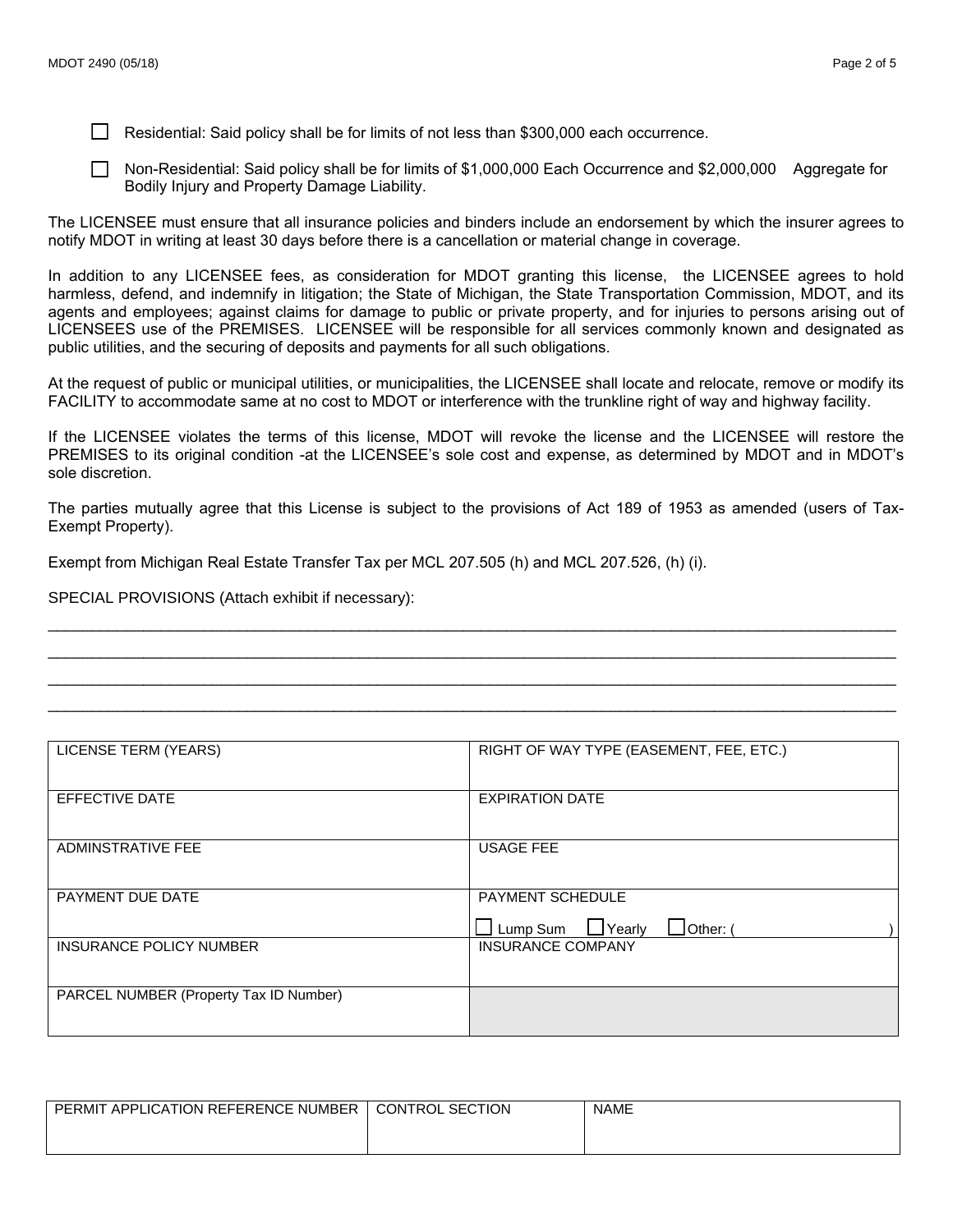- [ ] Residential: Said policy shall be for limits of not less than $300,000 each occurrence.
- [ ] Non-Residential: Said policy shall be for limits of $1,000,000 Each Occurrence and $2,000,000 Aggregate for Bodily Injury and Property Damage Liability.

The LICENSEE must ensure that all insurance policies and binders include an endorsement by which the insurer agrees to notify MDOT in writing at least 30 days before there is a cancellation or material change in coverage.

In addition to any LICENSEE fees, as consideration for MDOT granting this license, the LICENSEE agrees to hold harmless, defend, and indemnify in litigation; the State of Michigan, the State Transportation Commission, MDOT, and its agents and employees; against claims for damage to public or private property, and for injuries to persons arising out of LICENSEES use of the PREMISES. LICENSEE will be responsible for all services commonly known and designated as public utilities, and the securing of deposits and payments for all such obligations.

At the request of public or municipal utilities, or municipalities, the LICENSEE shall locate and relocate, remove or modify its FACILITY to accommodate same at no cost to MDOT or interference with the trunkline right of way and highway facility.

If the LICENSEE violates the terms of this license, MDOT will revoke the license and the LICENSEE will restore the PREMISES to its original condition -at the LICENSEE's sole cost and expense, as determined by MDOT and in MDOT's sole discretion.

The parties mutually agree that this License is subject to the provisions of Act 189 of 1953 as amended (users of Tax-Exempt Property).

Exempt from Michigan Real Estate Transfer Tax per MCL 207.505 (h) and MCL 207.526, (h) (i).

SPECIAL PROVISIONS (Attach exhibit if necessary):

______________________________________________________________________________________________

______________________________________________________________________________________________

______________________________________________________________________________________________

______________________________________________________________________________________________

| LICENSE TERM (YEARS) | RIGHT OF WAY TYPE (EASEMENT, FEE, ETC.) |
|---|---|
| EFFECTIVE DATE | EXPIRATION DATE |
| ADMINSTRATIVE FEE | USAGE FEE |
| PAYMENT DUE DATE | PAYMENT SCHEDULE<br>☐ Lump Sum ☐ Yearly ☐ Other: ( ) |
| INSURANCE POLICY NUMBER | INSURANCE COMPANY |
| PARCEL NUMBER (Property Tax ID Number) | |

| PERMIT APPLICATION REFERENCE NUMBER | CONTROL SECTION | NAME |
|---|---|---|
| | | |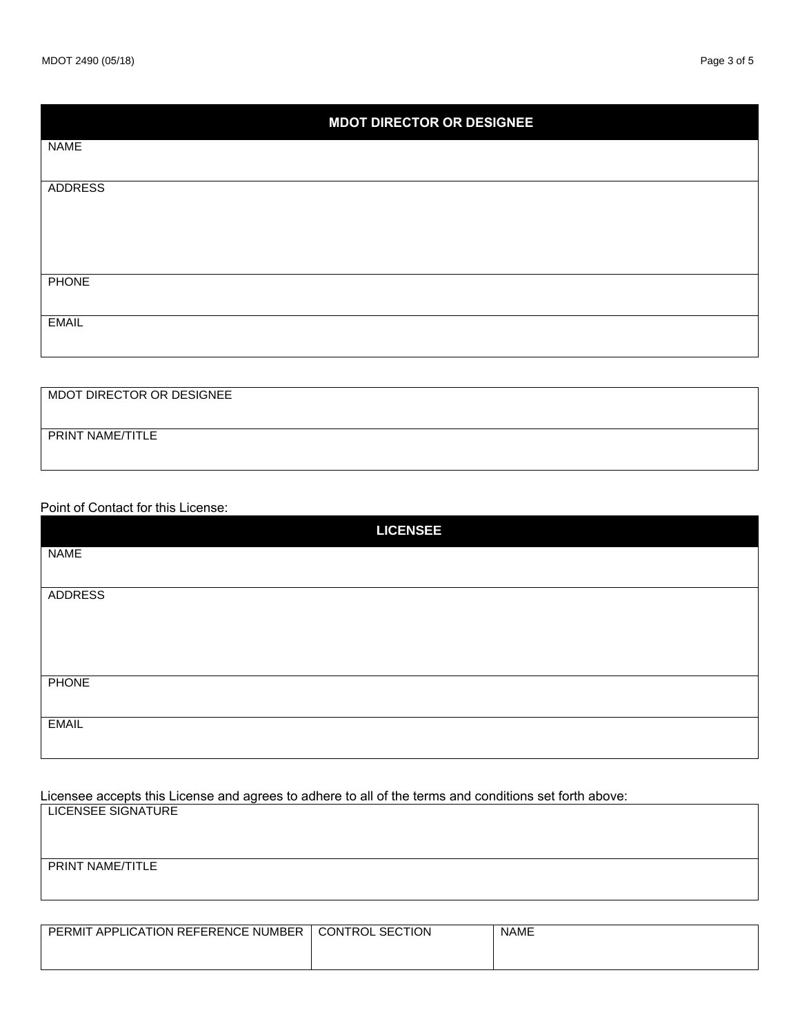| MDOT DIRECTOR OR DESIGNEE |
| --- |
| NAME |
| ADDRESS |
| PHONE |
| EMAIL |

| MDOT DIRECTOR OR DESIGNEE |
| --- |
| PRINT NAME/TITLE |

Point of Contact for this License:

| LICENSEE |
| --- |
| NAME |
| ADDRESS |
| PHONE |
| EMAIL |

Licensee accepts this License and agrees to adhere to all of the terms and conditions set forth above:

| LICENSEE SIGNATURE |
| --- |
| PRINT NAME/TITLE |

| PERMIT APPLICATION REFERENCE NUMBER | CONTROL SECTION | NAME |
| --- | --- | --- |
| | | |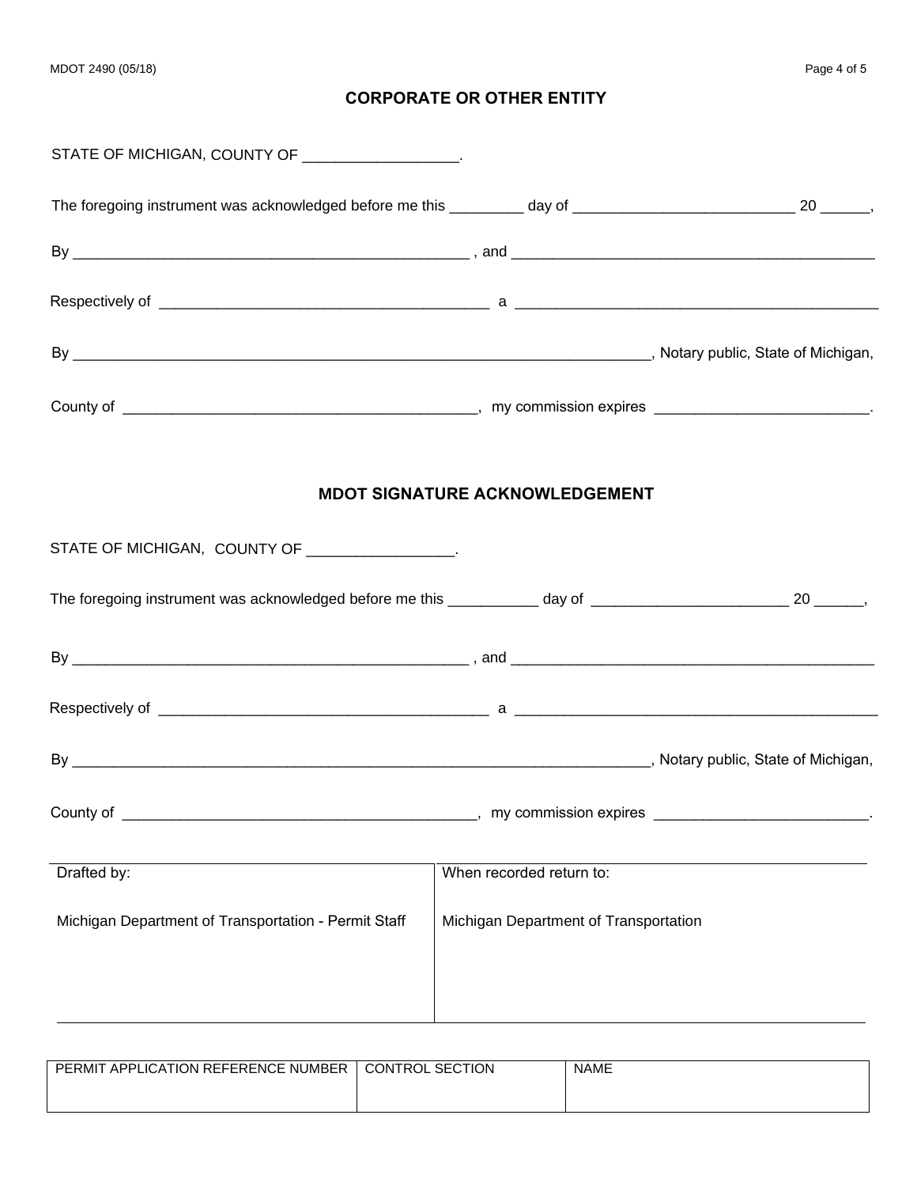## CORPORATE OR OTHER ENTITY

STATE OF MICHIGAN, COUNTY OF __________________.

The foregoing instrument was acknowledged before me this ________ day of __________________________ 20 _____,

By _____________________________________________ , and _________________________________________

Respectively of ______________________________________ a _________________________________________

By ____________________________________________________________________, Notary public, State of Michigan,

County of _________________________________________, my commission expires ________________________.

## MDOT SIGNATURE ACKNOWLEDGEMENT

STATE OF MICHIGAN, COUNTY OF _________________.

The foregoing instrument was acknowledged before me this __________ day of ______________________ 20 _____,

By _____________________________________________ , and _________________________________________

Respectively of ______________________________________ a _________________________________________

By ____________________________________________________________________, Notary public, State of Michigan,

County of _________________________________________, my commission expires ________________________.

| Drafted by: | When recorded return to: |
|---|---|
| Michigan Department of Transportation - Permit Staff | Michigan Department of Transportation |

| PERMIT APPLICATION REFERENCE NUMBER | CONTROL SECTION | NAME |
|---|---|---|
| | | |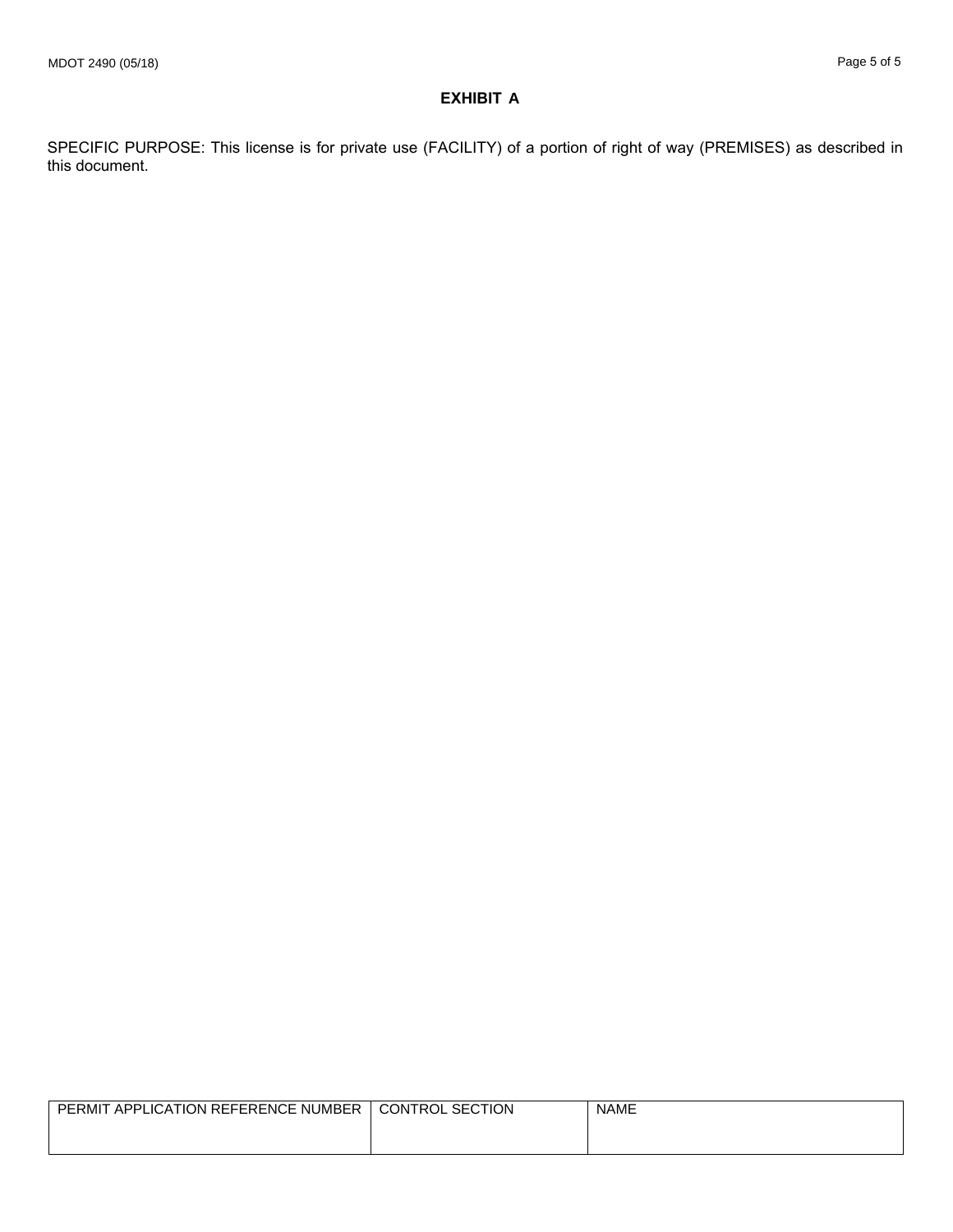# EXHIBIT A

SPECIFIC PURPOSE: This license is for private use (FACILITY) of a portion of right of way (PREMISES) as described in this document.

| PERMIT APPLICATION REFERENCE NUMBER | CONTROL SECTION | NAME |
|---|---|---|
| | | |